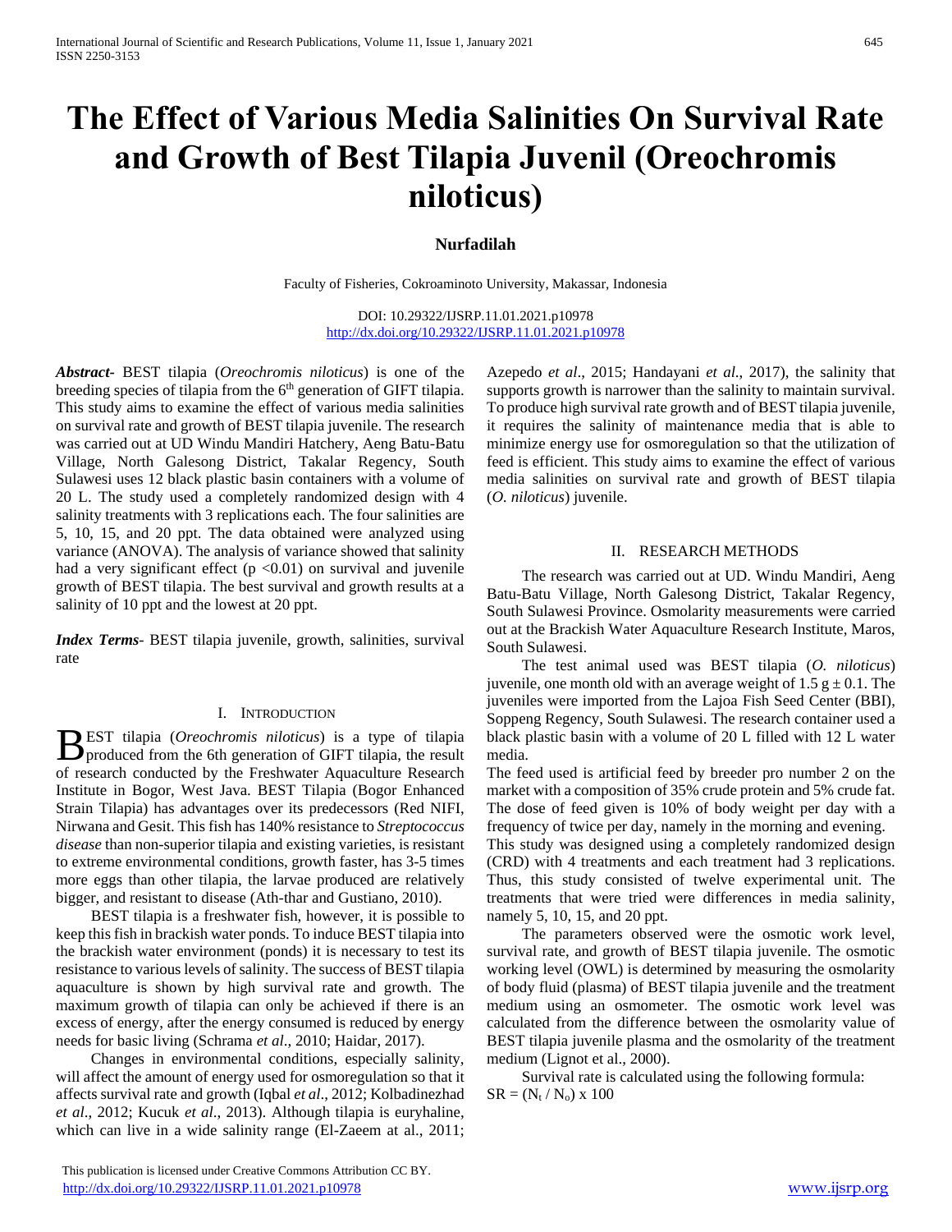# The Effect of Various Media Salinities On Survival Rate and Growth of Best Tilapia Juvenil (Oreochromis niloticus)

**Nurfadilah**

Faculty of Fisheries, Cokroaminoto University, Makassar, Indonesia

DOI: 10.29322/IJSRP.11.01.2021.p10978
http://dx.doi.org/10.29322/IJSRP.11.01.2021.p10978

***Abstract***- BEST tilapia (*Oreochromis niloticus*) is one of the breeding species of tilapia from the 6[th] generation of GIFT tilapia. This study aims to examine the effect of various media salinities on survival rate and growth of BEST tilapia juvenile. The research was carried out at UD Windu Mandiri Hatchery, Aeng Batu-Batu Village, North Galesong District, Takalar Regency, South Sulawesi uses 12 black plastic basin containers with a volume of 20 L. The study used a completely randomized design with 4 salinity treatments with 3 replications each. The four salinities are 5, 10, 15, and 20 ppt. The data obtained were analyzed using variance (ANOVA). The analysis of variance showed that salinity had a very significant effect ($p < 0.01$) on survival and juvenile growth of BEST tilapia. The best survival and growth results at a salinity of 10 ppt and the lowest at 20 ppt.

***Index Terms***- BEST tilapia juvenile, growth, salinities, survival rate

## I. Introduction

BEST tilapia (*Oreochromis niloticus*) is a type of tilapia produced from the 6th generation of GIFT tilapia, the result of research conducted by the Freshwater Aquaculture Research Institute in Bogor, West Java. BEST Tilapia (Bogor Enhanced Strain Tilapia) has advantages over its predecessors (Red NIFI, Nirwana and Gesit. This fish has 140% resistance to *Streptococcus disease* than non-superior tilapia and existing varieties, is resistant to extreme environmental conditions, growth faster, has 3-5 times more eggs than other tilapia, the larvae produced are relatively bigger, and resistant to disease (Ath-thar and Gustiano, 2010).

BEST tilapia is a freshwater fish, however, it is possible to keep this fish in brackish water ponds. To induce BEST tilapia into the brackish water environment (ponds) it is necessary to test its resistance to various levels of salinity. The success of BEST tilapia aquaculture is shown by high survival rate and growth. The maximum growth of tilapia can only be achieved if there is an excess of energy, after the energy consumed is reduced by energy needs for basic living (Schrama *et al*., 2010; Haidar, 2017).

Changes in environmental conditions, especially salinity, will affect the amount of energy used for osmoregulation so that it affects survival rate and growth (Iqbal *et al*., 2012; Kolbadinezhad *et al*., 2012; Kucuk *et al*., 2013). Although tilapia is euryhaline, which can live in a wide salinity range (El-Zaeem at al., 2011; Azepedo *et al*., 2015; Handayani *et al*., 2017), the salinity that supports growth is narrower than the salinity to maintain survival. To produce high survival rate growth and of BEST tilapia juvenile, it requires the salinity of maintenance media that is able to minimize energy use for osmoregulation so that the utilization of feed is efficient. This study aims to examine the effect of various media salinities on survival rate and growth of BEST tilapia (*O. niloticus*) juvenile.

## II. Research Methods

The research was carried out at UD. Windu Mandiri, Aeng Batu-Batu Village, North Galesong District, Takalar Regency, South Sulawesi Province. Osmolarity measurements were carried out at the Brackish Water Aquaculture Research Institute, Maros, South Sulawesi.

The test animal used was BEST tilapia (*O. niloticus*) juvenile, one month old with an average weight of 1.5 g ± 0.1. The juveniles were imported from the Lajoa Fish Seed Center (BBI), Soppeng Regency, South Sulawesi. The research container used a black plastic basin with a volume of 20 L filled with 12 L water media.

The feed used is artificial feed by breeder pro number 2 on the market with a composition of 35% crude protein and 5% crude fat. The dose of feed given is 10% of body weight per day with a frequency of twice per day, namely in the morning and evening.

This study was designed using a completely randomized design (CRD) with 4 treatments and each treatment had 3 replications. Thus, this study consisted of twelve experimental unit. The treatments that were tried were differences in media salinity, namely 5, 10, 15, and 20 ppt.

The parameters observed were the osmotic work level, survival rate, and growth of BEST tilapia juvenile. The osmotic working level (OWL) is determined by measuring the osmolarity of body fluid (plasma) of BEST tilapia juvenile and the treatment medium using an osmometer. The osmotic work level was calculated from the difference between the osmolarity value of BEST tilapia juvenile plasma and the osmolarity of the treatment medium (Lignot et al., 2000).

Survival rate is calculated using the following formula:

$SR = (N_t / N_o) \times 100$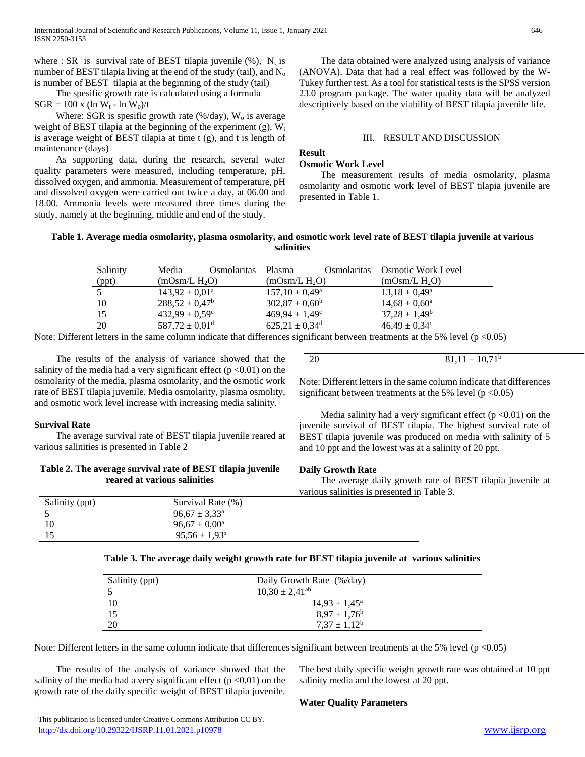where : SR is survival rate of BEST tilapia juvenile (%), $N_t$ is number of BEST tilapia living at the end of the study (tail), and $N_o$ is number of BEST tilapia at the beginning of the study (tail)

The spesific growth rate is calculated using a formula

$SGR = 100 \times (\ln W_t - \ln W_o)/t$

Where: SGR is spesific growth rate (%/day), $W_o$ is average weight of BEST tilapia at the beginning of the experiment (g), $W_t$ is average weight of BEST tilapia at time t (g), and t is length of maintenance (days)

As supporting data, during the research, several water quality parameters were measured, including temperature, pH, dissolved oxygen, and ammonia. Measurement of temperature, pH and dissolved oxygen were carried out twice a day, at 06.00 and 18.00. Ammonia levels were measured three times during the study, namely at the beginning, middle and end of the study.

The data obtained were analyzed using analysis of variance (ANOVA). Data that had a real effect was followed by the W-Tukey further test. As a tool for statistical tests is the SPSS version 23.0 program package. The water quality data will be analyzed descriptively based on the viability of BEST tilapia juvenile life.

## III. RESULT AND DISCUSSION

### Result

**Osmotic Work Level**

The measurement results of media osmolarity, plasma osmolarity and osmotic work level of BEST tilapia juvenile are presented in Table 1.

**Table 1. Average media osmolarity, plasma osmolarity, and osmotic work level rate of BEST tilapia juvenile at various salinities**

| Salinity (ppt) | Media Osmolaritas (mOsm/L $H_2O$) | Plasma Osmolaritas (mOsm/L $H_2O$) | Osmotic Work Level (mOsm/L $H_2O$) |
|---|---|---|---|
| 5 | $143,92 \pm 0,01^a$ | $157,10 \pm 0,49^a$ | $13,18 \pm 0,49^a$ |
| 10 | $288,52 \pm 0,47^b$ | $302,87 \pm 0,60^b$ | $14,68 \pm 0,60^a$ |
| 15 | $432,99 \pm 0,59^c$ | $469,94 \pm 1,49^c$ | $37,28 \pm 1,49^b$ |
| 20 | $587,72 \pm 0,01^d$ | $625,21 \pm 0,34^d$ | $46,49 \pm 0,34^c$ |

Note: Different letters in the same column indicate that differences significant between treatments at the 5% level ($p < 0.05$)

The results of the analysis of variance showed that the salinity of the media had a very significant effect ($p < 0.01$) on the osmolarity of the media, plasma osmolarity, and the osmotic work rate of BEST tilapia juvenile. Media osmolarity, plasma osmolity, and osmotic work level increase with increasing media salinity.

**Survival Rate**

The average survival rate of BEST tilapia juvenile reared at various salinities is presented in Table 2

**Table 2. The average survival rate of BEST tilapia juvenile reared at various salinities**

| Salinity (ppt) | Survival Rate (%) |
|---|---|
| 5 | $96,67 \pm 3,33^a$ |
| 10 | $96,67 \pm 0,00^a$ |
| 15 | $95,56 \pm 1,93^a$ |
| 20 | $81,11 \pm 10,71^b$ |

Note: Different letters in the same column indicate that differences significant between treatments at the 5% level ($p < 0.05$)

Media salinity had a very significant effect ($p < 0.01$) on the juvenile survival of BEST tilapia. The highest survival rate of BEST tilapia juvenile was produced on media with salinity of 5 and 10 ppt and the lowest was at a salinity of 20 ppt.

**Daily Growth Rate**

The average daily growth rate of BEST tilapia juvenile at various salinities is presented in Table 3.

**Table 3. The average daily weight growth rate for BEST tilapia juvenile at various salinities**

| Salinity (ppt) | Daily Growth Rate (%/day) |
|---|---|
| 5 | $10,30 \pm 2,41^{ab}$ |
| 10 | $14,93 \pm 1,45^a$ |
| 15 | $8,97 \pm 1,76^b$ |
| 20 | $7,37 \pm 1,12^b$ |

Note: Different letters in the same column indicate that differences significant between treatments at the 5% level ($p < 0.05$)

The results of the analysis of variance showed that the salinity of the media had a very significant effect ($p < 0.01$) on the growth rate of the daily specific weight of BEST tilapia juvenile. The best daily specific weight growth rate was obtained at 10 ppt salinity media and the lowest at 20 ppt.

**Water Quality Parameters**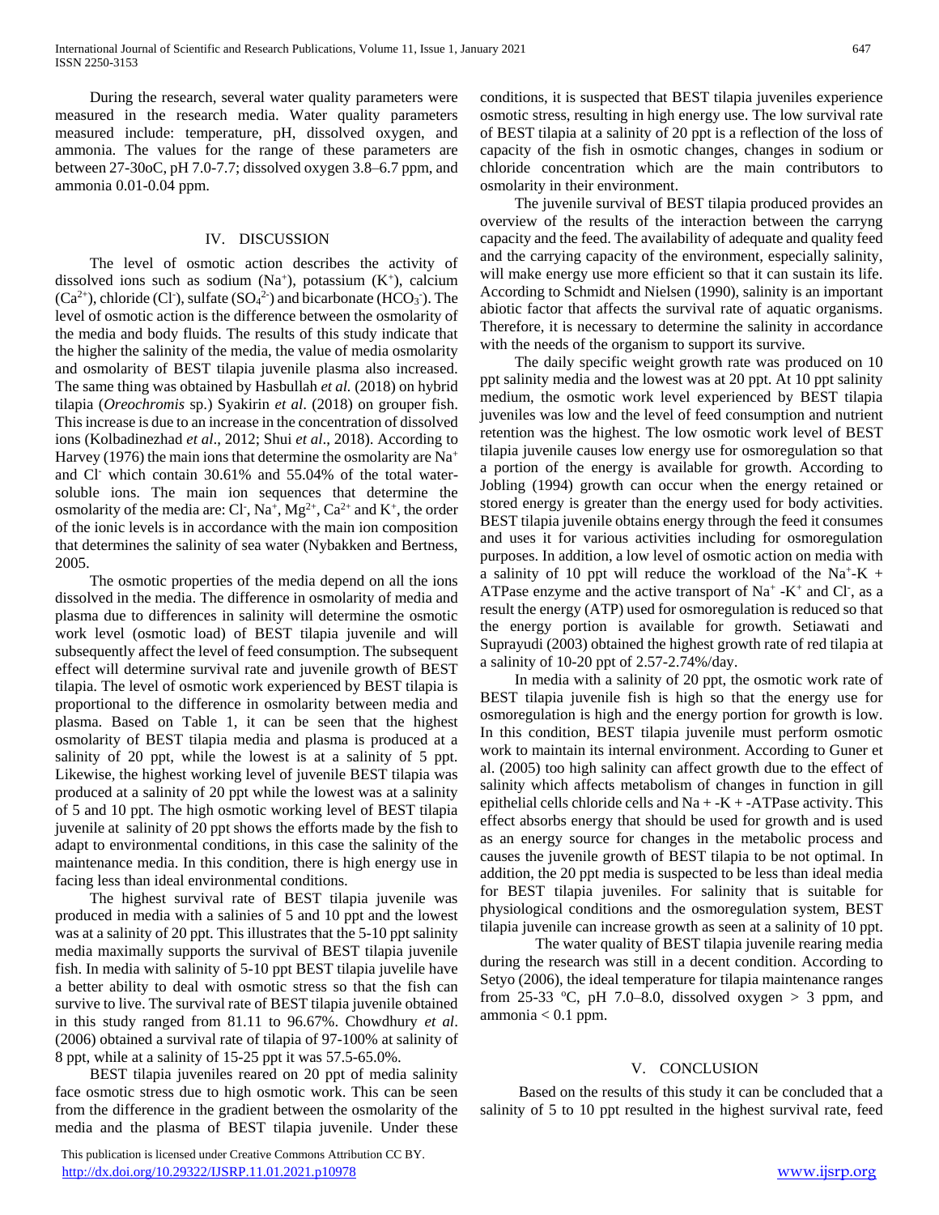During the research, several water quality parameters were measured in the research media. Water quality parameters measured include: temperature, pH, dissolved oxygen, and ammonia. The values for the range of these parameters are between 27-30oC, pH 7.0-7.7; dissolved oxygen 3.8–6.7 ppm, and ammonia 0.01-0.04 ppm.

## IV. DISCUSSION

The level of osmotic action describes the activity of dissolved ions such as sodium ($Na^+$), potassium ($K^+$), calcium ($Ca^{2+}$), chloride ($Cl^-$), sulfate ($SO_4^{2-}$) and bicarbonate ($HCO_3^-$). The level of osmotic action is the difference between the osmolarity of the media and body fluids. The results of this study indicate that the higher the salinity of the media, the value of media osmolarity and osmolarity of BEST tilapia juvenile plasma also increased. The same thing was obtained by Hasbullah *et al.* (2018) on hybrid tilapia (*Oreochromis* sp.) Syakirin *et al*. (2018) on grouper fish. This increase is due to an increase in the concentration of dissolved ions (Kolbadinezhad *et al*., 2012; Shui *et al*., 2018). According to Harvey (1976) the main ions that determine the osmolarity are $Na^+$ and $Cl^-$ which contain 30.61% and 55.04% of the total water-soluble ions. The main ion sequences that determine the osmolarity of the media are: $Cl^-$, $Na^+$, $Mg^{2+}$, $Ca^{2+}$ and $K^+$, the order of the ionic levels is in accordance with the main ion composition that determines the salinity of sea water (Nybakken and Bertness, 2005.

The osmotic properties of the media depend on all the ions dissolved in the media. The difference in osmolarity of media and plasma due to differences in salinity will determine the osmotic work level (osmotic load) of BEST tilapia juvenile and will subsequently affect the level of feed consumption. The subsequent effect will determine survival rate and juvenile growth of BEST tilapia. The level of osmotic work experienced by BEST tilapia is proportional to the difference in osmolarity between media and plasma. Based on Table 1, it can be seen that the highest osmolarity of BEST tilapia media and plasma is produced at a salinity of 20 ppt, while the lowest is at a salinity of 5 ppt. Likewise, the highest working level of juvenile BEST tilapia was produced at a salinity of 20 ppt while the lowest was at a salinity of 5 and 10 ppt. The high osmotic working level of BEST tilapia juvenile at salinity of 20 ppt shows the efforts made by the fish to adapt to environmental conditions, in this case the salinity of the maintenance media. In this condition, there is high energy use in facing less than ideal environmental conditions.

The highest survival rate of BEST tilapia juvenile was produced in media with a salinies of 5 and 10 ppt and the lowest was at a salinity of 20 ppt. This illustrates that the 5-10 ppt salinity media maximally supports the survival of BEST tilapia juvenile fish. In media with salinity of 5-10 ppt BEST tilapia juvelile have a better ability to deal with osmotic stress so that the fish can survive to live. The survival rate of BEST tilapia juvenile obtained in this study ranged from 81.11 to 96.67%. Chowdhury *et al*. (2006) obtained a survival rate of tilapia of 97-100% at salinity of 8 ppt, while at a salinity of 15-25 ppt it was 57.5-65.0%.

BEST tilapia juveniles reared on 20 ppt of media salinity face osmotic stress due to high osmotic work. This can be seen from the difference in the gradient between the osmolarity of the media and the plasma of BEST tilapia juvenile. Under these conditions, it is suspected that BEST tilapia juveniles experience osmotic stress, resulting in high energy use. The low survival rate of BEST tilapia at a salinity of 20 ppt is a reflection of the loss of capacity of the fish in osmotic changes, changes in sodium or chloride concentration which are the main contributors to osmolarity in their environment.

The juvenile survival of BEST tilapia produced provides an overview of the results of the interaction between the carryng capacity and the feed. The availability of adequate and quality feed and the carrying capacity of the environment, especially salinity, will make energy use more efficient so that it can sustain its life. According to Schmidt and Nielsen (1990), salinity is an important abiotic factor that affects the survival rate of aquatic organisms. Therefore, it is necessary to determine the salinity in accordance with the needs of the organism to support its survive.

The daily specific weight growth rate was produced on 10 ppt salinity media and the lowest was at 20 ppt. At 10 ppt salinity medium, the osmotic work level experienced by BEST tilapia juveniles was low and the level of feed consumption and nutrient retention was the highest. The low osmotic work level of BEST tilapia juvenile causes low energy use for osmoregulation so that a portion of the energy is available for growth. According to Jobling (1994) growth can occur when the energy retained or stored energy is greater than the energy used for body activities. BEST tilapia juvenile obtains energy through the feed it consumes and uses it for various activities including for osmoregulation purposes. In addition, a low level of osmotic action on media with a salinity of 10 ppt will reduce the workload of the $Na^+$-$K^+$ ATPase enzyme and the active transport of $Na^+$ -$K^+$ and $Cl^-$, as a result the energy (ATP) used for osmoregulation is reduced so that the energy portion is available for growth. Setiawati and Suprayudi (2003) obtained the highest growth rate of red tilapia at a salinity of 10-20 ppt of 2.57-2.74%/day.

In media with a salinity of 20 ppt, the osmotic work rate of BEST tilapia juvenile fish is high so that the energy use for osmoregulation is high and the energy portion for growth is low. In this condition, BEST tilapia juvenile must perform osmotic work to maintain its internal environment. According to Guner et al. (2005) too high salinity can affect growth due to the effect of salinity which affects metabolism of changes in function in gill epithelial cells chloride cells and Na + -K + -ATPase activity. This effect absorbs energy that should be used for growth and is used as an energy source for changes in the metabolic process and causes the juvenile growth of BEST tilapia to be not optimal. In addition, the 20 ppt media is suspected to be less than ideal media for BEST tilapia juveniles. For salinity that is suitable for physiological conditions and the osmoregulation system, BEST tilapia juvenile can increase growth as seen at a salinity of 10 ppt.

The water quality of BEST tilapia juvenile rearing media during the research was still in a decent condition. According to Setyo (2006), the ideal temperature for tilapia maintenance ranges from 25-33 ºC, pH 7.0–8.0, dissolved oxygen > 3 ppm, and ammonia < 0.1 ppm.

## V. CONCLUSION

Based on the results of this study it can be concluded that a salinity of 5 to 10 ppt resulted in the highest survival rate, feed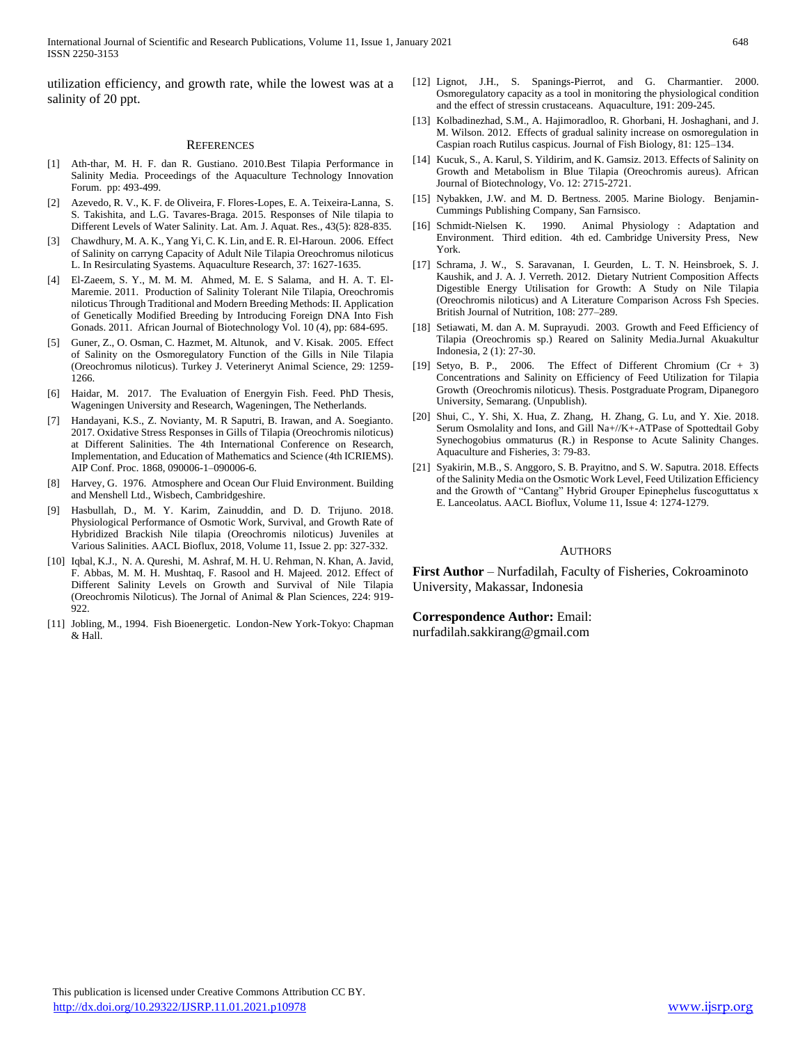utilization efficiency, and growth rate, while the lowest was at a salinity of 20 ppt.

## REFERENCES

[1] Ath-thar, M. H. F. dan R. Gustiano. 2010.Best Tilapia Performance in Salinity Media. Proceedings of the Aquaculture Technology Innovation Forum. pp: 493-499.

[2] Azevedo, R. V., K. F. de Oliveira, F. Flores-Lopes, E. A. Teixeira-Lanna, S. S. Takishita, and L.G. Tavares-Braga. 2015. Responses of Nile tilapia to Different Levels of Water Salinity. Lat. Am. J. Aquat. Res., 43(5): 828-835.

[3] Chawdhury, M. A. K., Yang Yi, C. K. Lin, and E. R. El-Haroun. 2006. Effect of Salinity on carryng Capacity of Adult Nile Tilapia Oreochromus niloticus L. In Resirculating Syastems. Aquaculture Research, 37: 1627-1635.

[4] El-Zaeem, S. Y., M. M. M. Ahmed, M. E. S Salama, and H. A. T. El-Maremie. 2011. Production of Salinity Tolerant Nile Tilapia, Oreochromis niloticus Through Traditional and Modern Breeding Methods: II. Application of Genetically Modified Breeding by Introducing Foreign DNA Into Fish Gonads. 2011. African Journal of Biotechnology Vol. 10 (4), pp: 684-695.

[5] Guner, Z., O. Osman, C. Hazmet, M. Altunok, and V. Kisak. 2005. Effect of Salinity on the Osmoregulatory Function of the Gills in Nile Tilapia (Oreochromus niloticus). Turkey J. Veterineryt Animal Science, 29: 1259-1266.

[6] Haidar, M. 2017. The Evaluation of Energyin Fish. Feed. PhD Thesis, Wageningen University and Research, Wageningen, The Netherlands.

[7] Handayani, K.S., Z. Novianty, M. R Saputri, B. Irawan, and A. Soegianto. 2017. Oxidative Stress Responses in Gills of Tilapia (Oreochromis niloticus) at Different Salinities. The 4th International Conference on Research, Implementation, and Education of Mathematics and Science (4th ICRIEMS). AIP Conf. Proc. 1868, 090006-1–090006-6.

[8] Harvey, G. 1976. Atmosphere and Ocean Our Fluid Environment. Building and Menshell Ltd., Wisbech, Cambridgeshire.

[9] Hasbullah, D., M. Y. Karim, Zainuddin, and D. D. Trijuno. 2018. Physiological Performance of Osmotic Work, Survival, and Growth Rate of Hybridized Brackish Nile tilapia (Oreochromis niloticus) Juveniles at Various Salinities. AACL Bioflux, 2018, Volume 11, Issue 2. pp: 327-332.

[10] Iqbal, K.J., N. A. Qureshi, M. Ashraf, M. H. U. Rehman, N. Khan, A. Javid, F. Abbas, M. M. H. Mushtaq, F. Rasool and H. Majeed. 2012. Effect of Different Salinity Levels on Growth and Survival of Nile Tilapia (Oreochromis Niloticus). The Jornal of Animal & Plan Sciences, 224: 919-922.

[11] Jobling, M., 1994. Fish Bioenergetic. London-New York-Tokyo: Chapman & Hall.

[12] Lignot, J.H., S. Spanings-Pierrot, and G. Charmantier. 2000. Osmoregulatory capacity as a tool in monitoring the physiological condition and the effect of stressin crustaceans. Aquaculture, 191: 209-245.

[13] Kolbadinezhad, S.M., A. Hajimoradloo, R. Ghorbani, H. Joshaghani, and J. M. Wilson. 2012. Effects of gradual salinity increase on osmoregulation in Caspian roach Rutilus caspicus. Journal of Fish Biology, 81: 125–134.

[14] Kucuk, S., A. Karul, S. Yildirim, and K. Gamsiz. 2013. Effects of Salinity on Growth and Metabolism in Blue Tilapia (Oreochromis aureus). African Journal of Biotechnology, Vo. 12: 2715-2721.

[15] Nybakken, J.W. and M. D. Bertness. 2005. Marine Biology. Benjamin-Cummings Publishing Company, San Farnsisco.

[16] Schmidt-Nielsen K. 1990. Animal Physiology : Adaptation and Environment. Third edition. 4th ed. Cambridge University Press, New York.

[17] Schrama, J. W., S. Saravanan, I. Geurden, L. T. N. Heinsbroek, S. J. Kaushik, and J. A. J. Verreth. 2012. Dietary Nutrient Composition Affects Digestible Energy Utilisation for Growth: A Study on Nile Tilapia (Oreochromis niloticus) and A Literature Comparison Across Fsh Species. British Journal of Nutrition, 108: 277–289.

[18] Setiawati, M. dan A. M. Suprayudi. 2003. Growth and Feed Efficiency of Tilapia (Oreochromis sp.) Reared on Salinity Media.Jurnal Akuakultur Indonesia, 2 (1): 27-30.

[19] Setyo, B. P., 2006. The Effect of Different Chromium (Cr + 3) Concentrations and Salinity on Efficiency of Feed Utilization for Tilapia Growth (Oreochromis niloticus). Thesis. Postgraduate Program, Dipanegoro University, Semarang. (Unpublish).

[20] Shui, C., Y. Shi, X. Hua, Z. Zhang, H. Zhang, G. Lu, and Y. Xie. 2018. Serum Osmolality and Ions, and Gill Na+//K+-ATPase of Spottedtail Goby Synechogobius ommaturus (R.) in Response to Acute Salinity Changes. Aquaculture and Fisheries, 3: 79-83.

[21] Syakirin, M.B., S. Anggoro, S. B. Prayitno, and S. W. Saputra. 2018. Effects of the Salinity Media on the Osmotic Work Level, Feed Utilization Efficiency and the Growth of "Cantang" Hybrid Grouper Epinephelus fuscoguttatus x E. Lanceolatus. AACL Bioflux, Volume 11, Issue 4: 1274-1279.

## AUTHORS

**First Author** – Nurfadilah, Faculty of Fisheries, Cokroaminoto University, Makassar, Indonesia

**Correspondence Author:** Email: nurfadilah.sakkirang@gmail.com